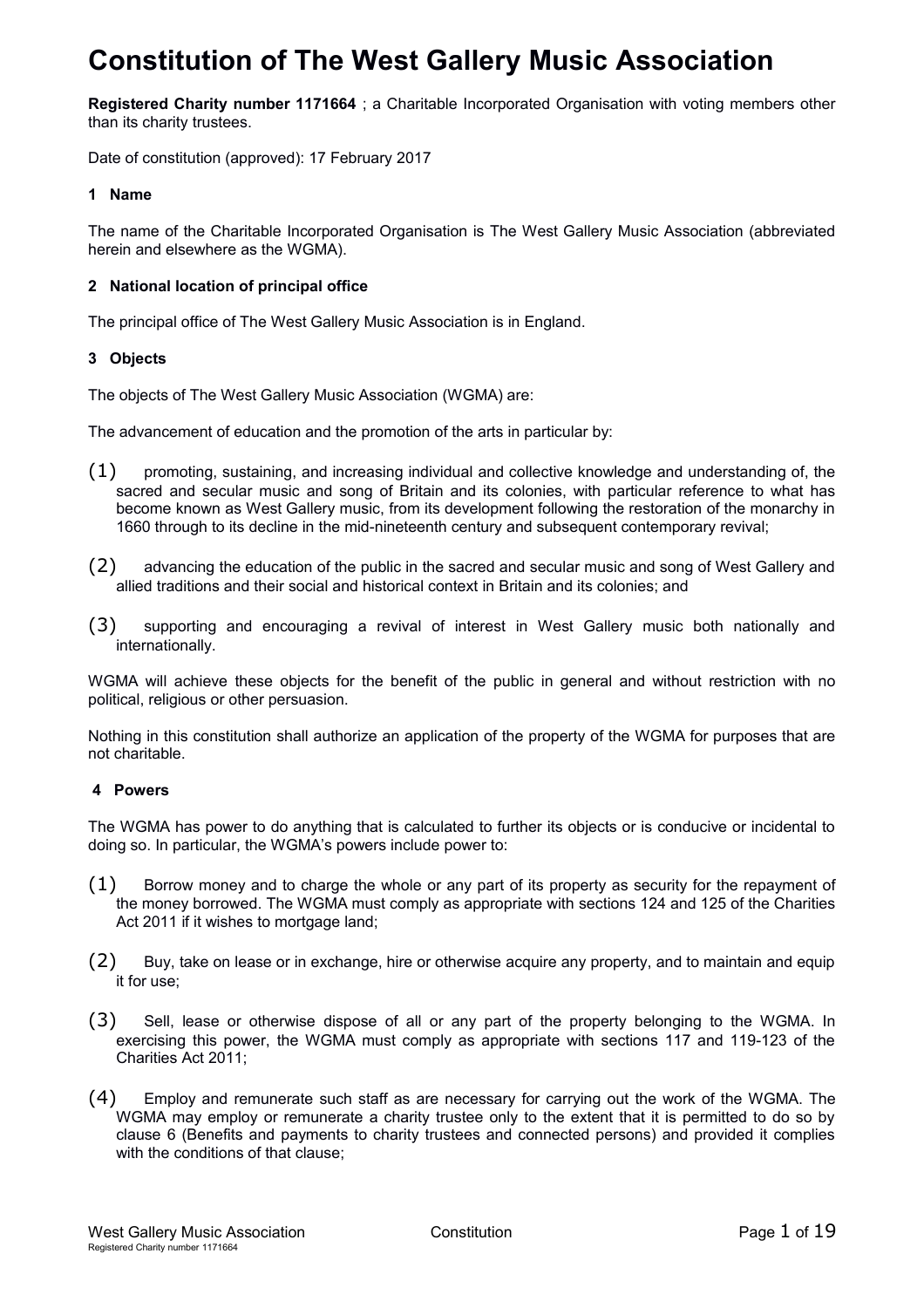# Constitution of The West Gallery Music Association

**Registered Charity number 1171664** ; a Charitable Incorporated Organisation with voting members other than its charity trustees.

Date of constitution (approved): 17 February 2017

### 1 Name

The name of the Charitable Incorporated Organisation is The West Gallery Music Association (abbreviated herein and elsewhere as the WGMA).

### 2 National location of principal office

The principal office of The West Gallery Music Association is in England.

### 3 Objects

The objects of The West Gallery Music Association (WGMA) are:

The advancement of education and the promotion of the arts in particular by:

(1) promoting, sustaining, and increasing individual and collective knowledge and understanding of, the sacred and secular music and song of Britain and its colonies, with particular reference to what has become known as West Gallery music, from its development following the restoration of the monarchy in 1660 through to its decline in the mid-nineteenth century and subsequent contemporary revival;

(2) advancing the education of the public in the sacred and secular music and song of West Gallery and allied traditions and their social and historical context in Britain and its colonies; and

(3) supporting and encouraging a revival of interest in West Gallery music both nationally and internationally.

WGMA will achieve these objects for the benefit of the public in general and without restriction with no political, religious or other persuasion.

Nothing in this constitution shall authorize an application of the property of the WGMA for purposes that are not charitable.

### 4 Powers

The WGMA has power to do anything that is calculated to further its objects or is conducive or incidental to doing so. In particular, the WGMA's powers include power to:

(1) Borrow money and to charge the whole or any part of its property as security for the repayment of the money borrowed. The WGMA must comply as appropriate with sections 124 and 125 of the Charities Act 2011 if it wishes to mortgage land;

(2) Buy, take on lease or in exchange, hire or otherwise acquire any property, and to maintain and equip it for use;

(3) Sell, lease or otherwise dispose of all or any part of the property belonging to the WGMA. In exercising this power, the WGMA must comply as appropriate with sections 117 and 119-123 of the Charities Act 2011;

(4) Employ and remunerate such staff as are necessary for carrying out the work of the WGMA. The WGMA may employ or remunerate a charity trustee only to the extent that it is permitted to do so by clause 6 (Benefits and payments to charity trustees and connected persons) and provided it complies with the conditions of that clause;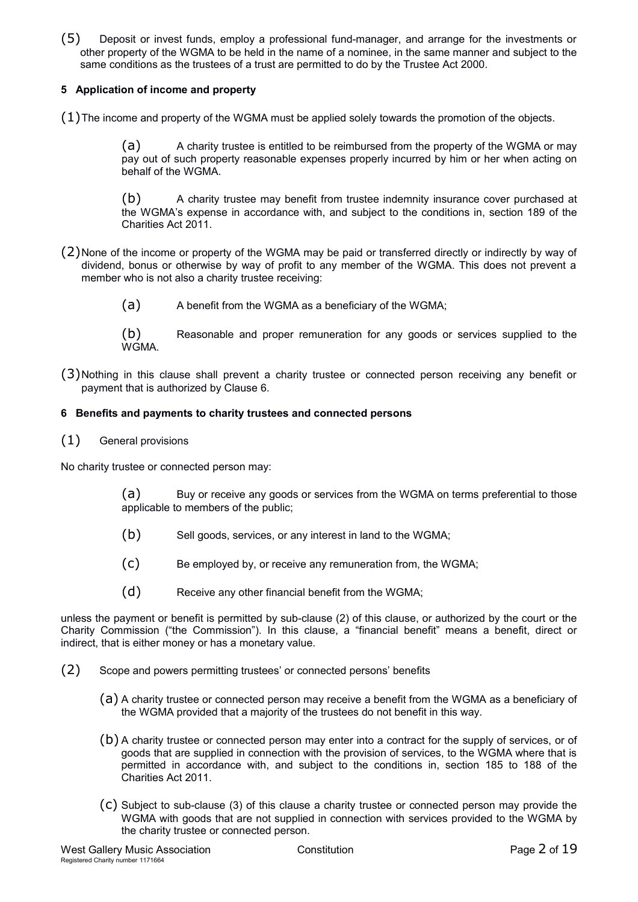(5) Deposit or invest funds, employ a professional fund-manager, and arrange for the investments or other property of the WGMA to be held in the name of a nominee, in the same manner and subject to the same conditions as the trustees of a trust are permitted to do by the Trustee Act 2000.

### 5 Application of income and property

(1) The income and property of the WGMA must be applied solely towards the promotion of the objects.

> (a) A charity trustee is entitled to be reimbursed from the property of the WGMA or may pay out of such property reasonable expenses properly incurred by him or her when acting on behalf of the WGMA.
>
> (b) A charity trustee may benefit from trustee indemnity insurance cover purchased at the WGMA's expense in accordance with, and subject to the conditions in, section 189 of the Charities Act 2011.

(2) None of the income or property of the WGMA may be paid or transferred directly or indirectly by way of dividend, bonus or otherwise by way of profit to any member of the WGMA. This does not prevent a member who is not also a charity trustee receiving:

> (a) A benefit from the WGMA as a beneficiary of the WGMA;
>
> (b) Reasonable and proper remuneration for any goods or services supplied to the WGMA.

(3) Nothing in this clause shall prevent a charity trustee or connected person receiving any benefit or payment that is authorized by Clause 6.

### 6 Benefits and payments to charity trustees and connected persons

(1) General provisions

No charity trustee or connected person may:

> (a) Buy or receive any goods or services from the WGMA on terms preferential to those applicable to members of the public;
>
> (b) Sell goods, services, or any interest in land to the WGMA;
>
> (c) Be employed by, or receive any remuneration from, the WGMA;
>
> (d) Receive any other financial benefit from the WGMA;

unless the payment or benefit is permitted by sub-clause (2) of this clause, or authorized by the court or the Charity Commission ("the Commission"). In this clause, a "financial benefit" means a benefit, direct or indirect, that is either money or has a monetary value.

(2) Scope and powers permitting trustees' or connected persons' benefits

> (a) A charity trustee or connected person may receive a benefit from the WGMA as a beneficiary of the WGMA provided that a majority of the trustees do not benefit in this way.
>
> (b) A charity trustee or connected person may enter into a contract for the supply of services, or of goods that are supplied in connection with the provision of services, to the WGMA where that is permitted in accordance with, and subject to the conditions in, section 185 to 188 of the Charities Act 2011.
>
> (c) Subject to sub-clause (3) of this clause a charity trustee or connected person may provide the WGMA with goods that are not supplied in connection with services provided to the WGMA by the charity trustee or connected person.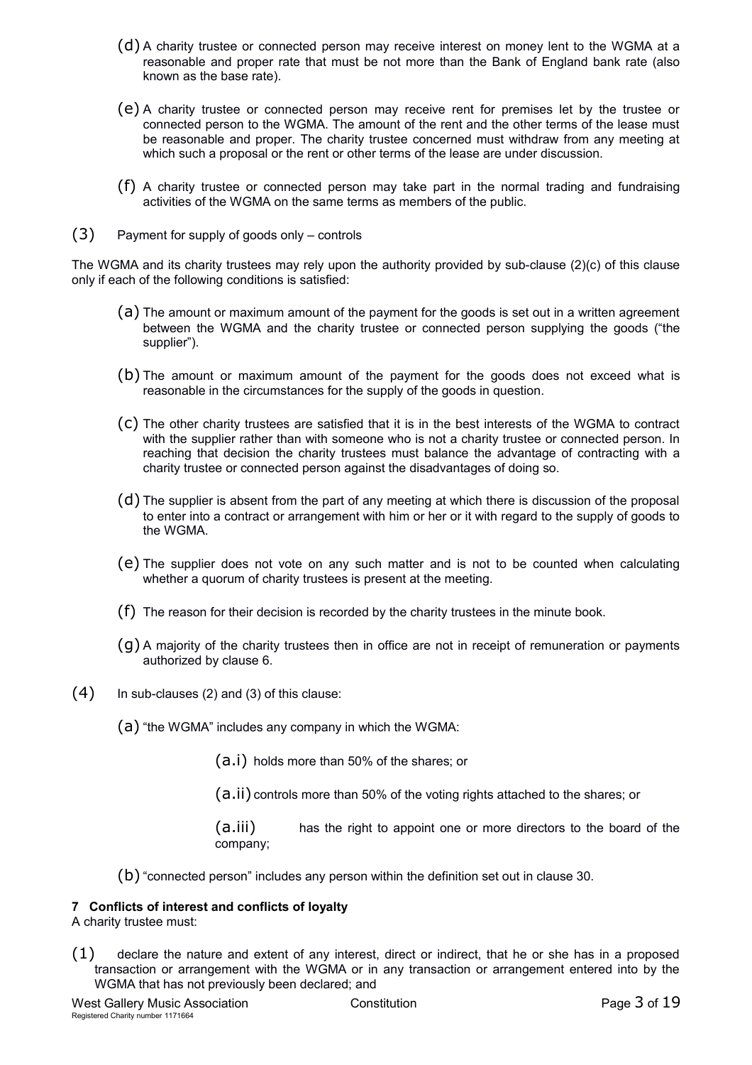(d) A charity trustee or connected person may receive interest on money lent to the WGMA at a reasonable and proper rate that must be not more than the Bank of England bank rate (also known as the base rate).

(e) A charity trustee or connected person may receive rent for premises let by the trustee or connected person to the WGMA. The amount of the rent and the other terms of the lease must be reasonable and proper. The charity trustee concerned must withdraw from any meeting at which such a proposal or the rent or other terms of the lease are under discussion.

(f) A charity trustee or connected person may take part in the normal trading and fundraising activities of the WGMA on the same terms as members of the public.

(3) Payment for supply of goods only – controls

The WGMA and its charity trustees may rely upon the authority provided by sub-clause (2)(c) of this clause only if each of the following conditions is satisfied:

(a) The amount or maximum amount of the payment for the goods is set out in a written agreement between the WGMA and the charity trustee or connected person supplying the goods ("the supplier").

(b) The amount or maximum amount of the payment for the goods does not exceed what is reasonable in the circumstances for the supply of the goods in question.

(c) The other charity trustees are satisfied that it is in the best interests of the WGMA to contract with the supplier rather than with someone who is not a charity trustee or connected person. In reaching that decision the charity trustees must balance the advantage of contracting with a charity trustee or connected person against the disadvantages of doing so.

(d) The supplier is absent from the part of any meeting at which there is discussion of the proposal to enter into a contract or arrangement with him or her or it with regard to the supply of goods to the WGMA.

(e) The supplier does not vote on any such matter and is not to be counted when calculating whether a quorum of charity trustees is present at the meeting.

(f) The reason for their decision is recorded by the charity trustees in the minute book.

(g) A majority of the charity trustees then in office are not in receipt of remuneration or payments authorized by clause 6.

(4) In sub-clauses (2) and (3) of this clause:

(a) "the WGMA" includes any company in which the WGMA:

(a.i) holds more than 50% of the shares; or

(a.ii) controls more than 50% of the voting rights attached to the shares; or

(a.iii) has the right to appoint one or more directors to the board of the company;

(b) "connected person" includes any person within the definition set out in clause 30.

**7 Conflicts of interest and conflicts of loyalty**

A charity trustee must:

(1) declare the nature and extent of any interest, direct or indirect, that he or she has in a proposed transaction or arrangement with the WGMA or in any transaction or arrangement entered into by the WGMA that has not previously been declared; and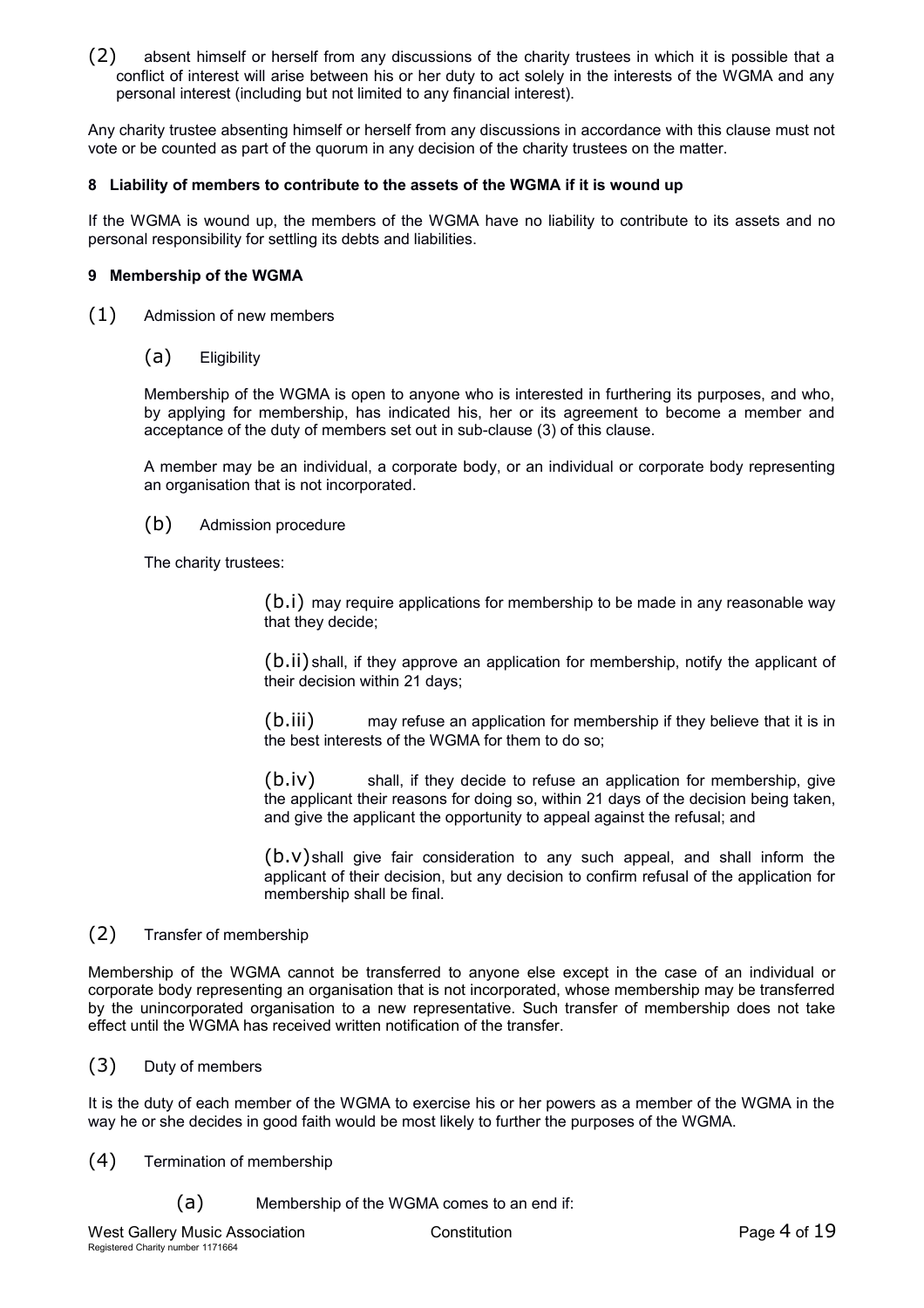(2) absent himself or herself from any discussions of the charity trustees in which it is possible that a conflict of interest will arise between his or her duty to act solely in the interests of the WGMA and any personal interest (including but not limited to any financial interest).

Any charity trustee absenting himself or herself from any discussions in accordance with this clause must not vote or be counted as part of the quorum in any decision of the charity trustees on the matter.

### 8 Liability of members to contribute to the assets of the WGMA if it is wound up

If the WGMA is wound up, the members of the WGMA have no liability to contribute to its assets and no personal responsibility for settling its debts and liabilities.

### 9 Membership of the WGMA

(1) Admission of new members

(a) Eligibility

Membership of the WGMA is open to anyone who is interested in furthering its purposes, and who, by applying for membership, has indicated his, her or its agreement to become a member and acceptance of the duty of members set out in sub-clause (3) of this clause.

A member may be an individual, a corporate body, or an individual or corporate body representing an organisation that is not incorporated.

(b) Admission procedure

The charity trustees:

(b.i) may require applications for membership to be made in any reasonable way that they decide;

(b.ii) shall, if they approve an application for membership, notify the applicant of their decision within 21 days;

(b.iii) may refuse an application for membership if they believe that it is in the best interests of the WGMA for them to do so;

(b.iv) shall, if they decide to refuse an application for membership, give the applicant their reasons for doing so, within 21 days of the decision being taken, and give the applicant the opportunity to appeal against the refusal; and

(b.v) shall give fair consideration to any such appeal, and shall inform the applicant of their decision, but any decision to confirm refusal of the application for membership shall be final.

(2) Transfer of membership

Membership of the WGMA cannot be transferred to anyone else except in the case of an individual or corporate body representing an organisation that is not incorporated, whose membership may be transferred by the unincorporated organisation to a new representative. Such transfer of membership does not take effect until the WGMA has received written notification of the transfer.

(3) Duty of members

It is the duty of each member of the WGMA to exercise his or her powers as a member of the WGMA in the way he or she decides in good faith would be most likely to further the purposes of the WGMA.

(4) Termination of membership

(a) Membership of the WGMA comes to an end if: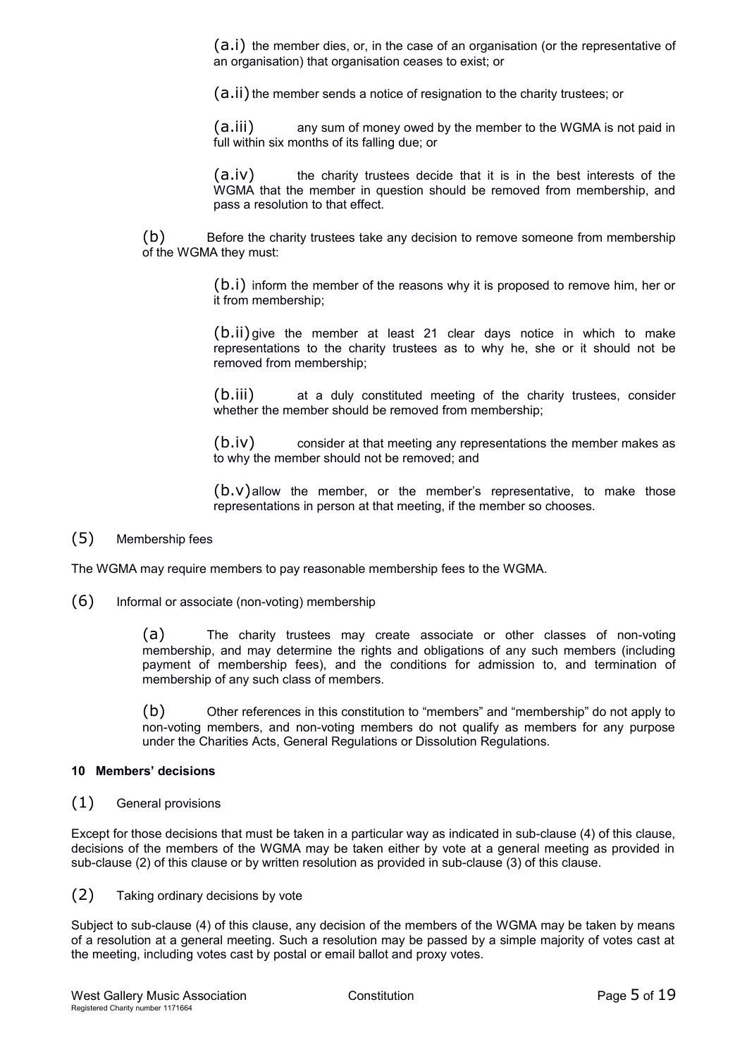(a.i) the member dies, or, in the case of an organisation (or the representative of an organisation) that organisation ceases to exist; or

(a.ii) the member sends a notice of resignation to the charity trustees; or

(a.iii) any sum of money owed by the member to the WGMA is not paid in full within six months of its falling due; or

(a.iv) the charity trustees decide that it is in the best interests of the WGMA that the member in question should be removed from membership, and pass a resolution to that effect.

(b) Before the charity trustees take any decision to remove someone from membership of the WGMA they must:

(b.i) inform the member of the reasons why it is proposed to remove him, her or it from membership;

(b.ii) give the member at least 21 clear days notice in which to make representations to the charity trustees as to why he, she or it should not be removed from membership;

(b.iii) at a duly constituted meeting of the charity trustees, consider whether the member should be removed from membership;

(b.iv) consider at that meeting any representations the member makes as to why the member should not be removed; and

(b.v) allow the member, or the member's representative, to make those representations in person at that meeting, if the member so chooses.

(5) Membership fees

The WGMA may require members to pay reasonable membership fees to the WGMA.

(6) Informal or associate (non-voting) membership

(a) The charity trustees may create associate or other classes of non-voting membership, and may determine the rights and obligations of any such members (including payment of membership fees), and the conditions for admission to, and termination of membership of any such class of members.

(b) Other references in this constitution to "members" and "membership" do not apply to non-voting members, and non-voting members do not qualify as members for any purpose under the Charities Acts, General Regulations or Dissolution Regulations.

**10 Members' decisions**

(1) General provisions

Except for those decisions that must be taken in a particular way as indicated in sub-clause (4) of this clause, decisions of the members of the WGMA may be taken either by vote at a general meeting as provided in sub-clause (2) of this clause or by written resolution as provided in sub-clause (3) of this clause.

(2) Taking ordinary decisions by vote

Subject to sub-clause (4) of this clause, any decision of the members of the WGMA may be taken by means of a resolution at a general meeting. Such a resolution may be passed by a simple majority of votes cast at the meeting, including votes cast by postal or email ballot and proxy votes.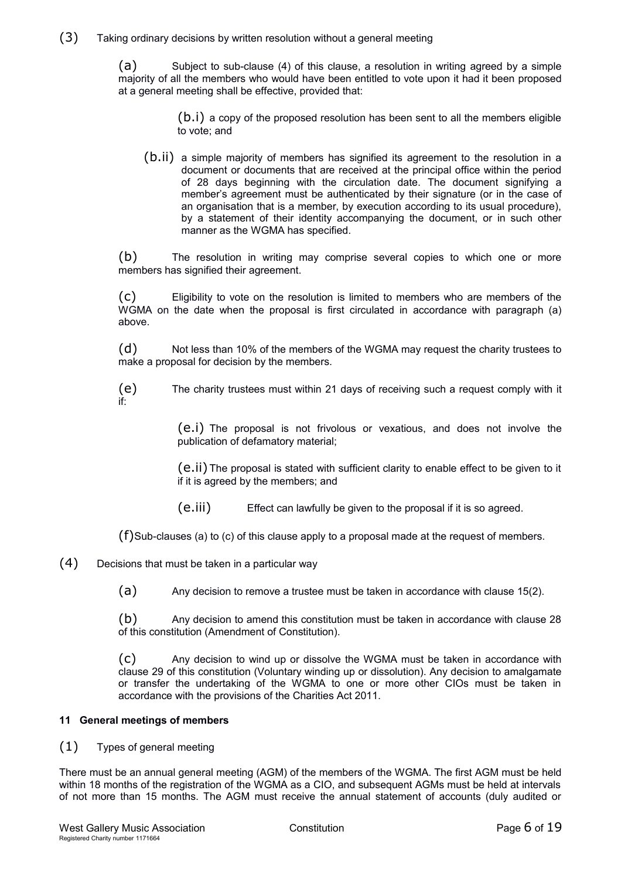(3) Taking ordinary decisions by written resolution without a general meeting

(a) Subject to sub-clause (4) of this clause, a resolution in writing agreed by a simple majority of all the members who would have been entitled to vote upon it had it been proposed at a general meeting shall be effective, provided that:

(b.i) a copy of the proposed resolution has been sent to all the members eligible to vote; and

(b.ii) a simple majority of members has signified its agreement to the resolution in a document or documents that are received at the principal office within the period of 28 days beginning with the circulation date. The document signifying a member's agreement must be authenticated by their signature (or in the case of an organisation that is a member, by execution according to its usual procedure), by a statement of their identity accompanying the document, or in such other manner as the WGMA has specified.

(b) The resolution in writing may comprise several copies to which one or more members has signified their agreement.

(c) Eligibility to vote on the resolution is limited to members who are members of the WGMA on the date when the proposal is first circulated in accordance with paragraph (a) above.

(d) Not less than 10% of the members of the WGMA may request the charity trustees to make a proposal for decision by the members.

(e) The charity trustees must within 21 days of receiving such a request comply with it if:

(e.i) The proposal is not frivolous or vexatious, and does not involve the publication of defamatory material;

(e.ii) The proposal is stated with sufficient clarity to enable effect to be given to it if it is agreed by the members; and

(e.iii) Effect can lawfully be given to the proposal if it is so agreed.

(f) Sub-clauses (a) to (c) of this clause apply to a proposal made at the request of members.

(4) Decisions that must be taken in a particular way

(a) Any decision to remove a trustee must be taken in accordance with clause 15(2).

(b) Any decision to amend this constitution must be taken in accordance with clause 28 of this constitution (Amendment of Constitution).

(c) Any decision to wind up or dissolve the WGMA must be taken in accordance with clause 29 of this constitution (Voluntary winding up or dissolution). Any decision to amalgamate or transfer the undertaking of the WGMA to one or more other CIOs must be taken in accordance with the provisions of the Charities Act 2011.

### 11 General meetings of members

(1) Types of general meeting

There must be an annual general meeting (AGM) of the members of the WGMA. The first AGM must be held within 18 months of the registration of the WGMA as a CIO, and subsequent AGMs must be held at intervals of not more than 15 months. The AGM must receive the annual statement of accounts (duly audited or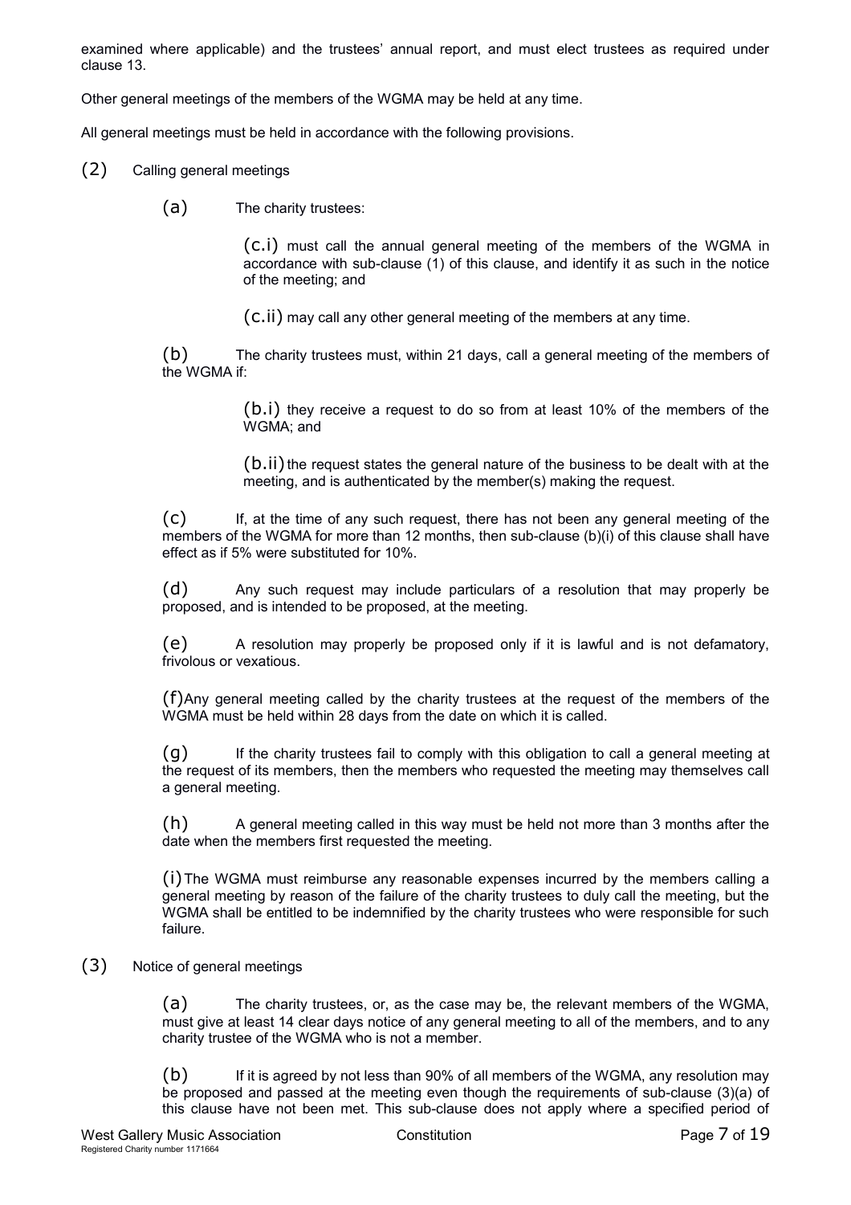examined where applicable) and the trustees' annual report, and must elect trustees as required under clause 13.

Other general meetings of the members of the WGMA may be held at any time.

All general meetings must be held in accordance with the following provisions.

(2) Calling general meetings

(a) The charity trustees:

(c.i) must call the annual general meeting of the members of the WGMA in accordance with sub-clause (1) of this clause, and identify it as such in the notice of the meeting; and

(c.ii) may call any other general meeting of the members at any time.

(b) The charity trustees must, within 21 days, call a general meeting of the members of the WGMA if:

(b.i) they receive a request to do so from at least 10% of the members of the WGMA; and

(b.ii) the request states the general nature of the business to be dealt with at the meeting, and is authenticated by the member(s) making the request.

(c) If, at the time of any such request, there has not been any general meeting of the members of the WGMA for more than 12 months, then sub-clause (b)(i) of this clause shall have effect as if 5% were substituted for 10%.

(d) Any such request may include particulars of a resolution that may properly be proposed, and is intended to be proposed, at the meeting.

(e) A resolution may properly be proposed only if it is lawful and is not defamatory, frivolous or vexatious.

(f) Any general meeting called by the charity trustees at the request of the members of the WGMA must be held within 28 days from the date on which it is called.

(g) If the charity trustees fail to comply with this obligation to call a general meeting at the request of its members, then the members who requested the meeting may themselves call a general meeting.

(h) A general meeting called in this way must be held not more than 3 months after the date when the members first requested the meeting.

(i) The WGMA must reimburse any reasonable expenses incurred by the members calling a general meeting by reason of the failure of the charity trustees to duly call the meeting, but the WGMA shall be entitled to be indemnified by the charity trustees who were responsible for such failure.

(3) Notice of general meetings

(a) The charity trustees, or, as the case may be, the relevant members of the WGMA, must give at least 14 clear days notice of any general meeting to all of the members, and to any charity trustee of the WGMA who is not a member.

(b) If it is agreed by not less than 90% of all members of the WGMA, any resolution may be proposed and passed at the meeting even though the requirements of sub-clause (3)(a) of this clause have not been met. This sub-clause does not apply where a specified period of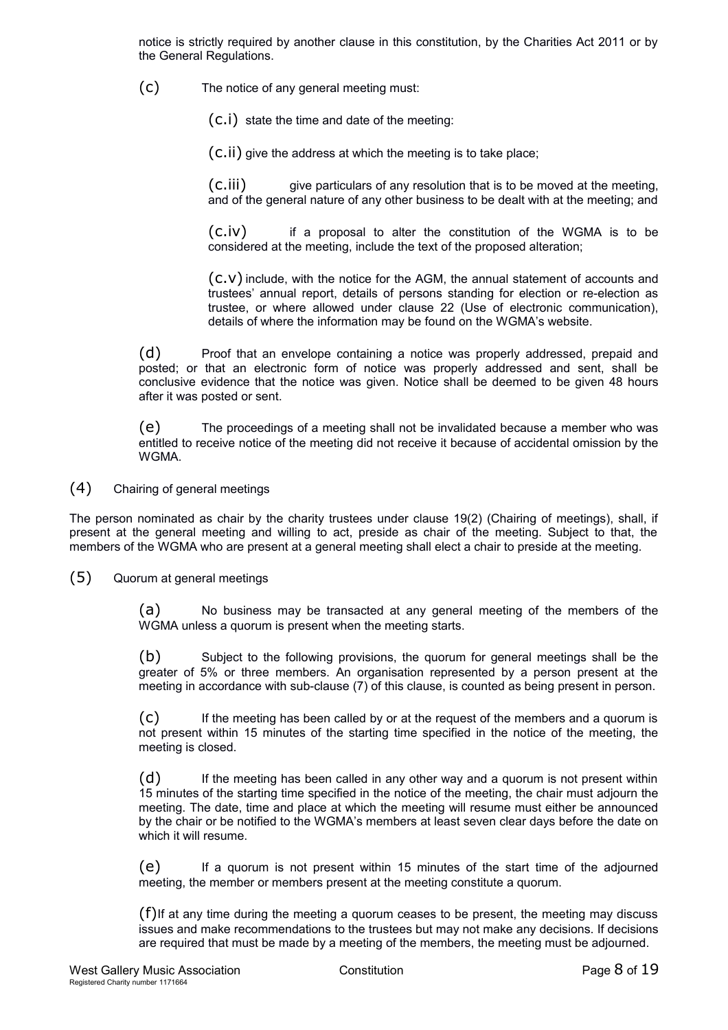notice is strictly required by another clause in this constitution, by the Charities Act 2011 or by the General Regulations.

(c) The notice of any general meeting must:

(c.i) state the time and date of the meeting:

(c.ii) give the address at which the meeting is to take place;

(c.iii) give particulars of any resolution that is to be moved at the meeting, and of the general nature of any other business to be dealt with at the meeting; and

(c.iv) if a proposal to alter the constitution of the WGMA is to be considered at the meeting, include the text of the proposed alteration;

(c.v) include, with the notice for the AGM, the annual statement of accounts and trustees' annual report, details of persons standing for election or re-election as trustee, or where allowed under clause 22 (Use of electronic communication), details of where the information may be found on the WGMA's website.

(d) Proof that an envelope containing a notice was properly addressed, prepaid and posted; or that an electronic form of notice was properly addressed and sent, shall be conclusive evidence that the notice was given. Notice shall be deemed to be given 48 hours after it was posted or sent.

(e) The proceedings of a meeting shall not be invalidated because a member who was entitled to receive notice of the meeting did not receive it because of accidental omission by the WGMA.

(4) Chairing of general meetings

The person nominated as chair by the charity trustees under clause 19(2) (Chairing of meetings), shall, if present at the general meeting and willing to act, preside as chair of the meeting. Subject to that, the members of the WGMA who are present at a general meeting shall elect a chair to preside at the meeting.

(5) Quorum at general meetings

(a) No business may be transacted at any general meeting of the members of the WGMA unless a quorum is present when the meeting starts.

(b) Subject to the following provisions, the quorum for general meetings shall be the greater of 5% or three members. An organisation represented by a person present at the meeting in accordance with sub-clause (7) of this clause, is counted as being present in person.

(c) If the meeting has been called by or at the request of the members and a quorum is not present within 15 minutes of the starting time specified in the notice of the meeting, the meeting is closed.

(d) If the meeting has been called in any other way and a quorum is not present within 15 minutes of the starting time specified in the notice of the meeting, the chair must adjourn the meeting. The date, time and place at which the meeting will resume must either be announced by the chair or be notified to the WGMA's members at least seven clear days before the date on which it will resume.

(e) If a quorum is not present within 15 minutes of the start time of the adjourned meeting, the member or members present at the meeting constitute a quorum.

(f) If at any time during the meeting a quorum ceases to be present, the meeting may discuss issues and make recommendations to the trustees but may not make any decisions. If decisions are required that must be made by a meeting of the members, the meeting must be adjourned.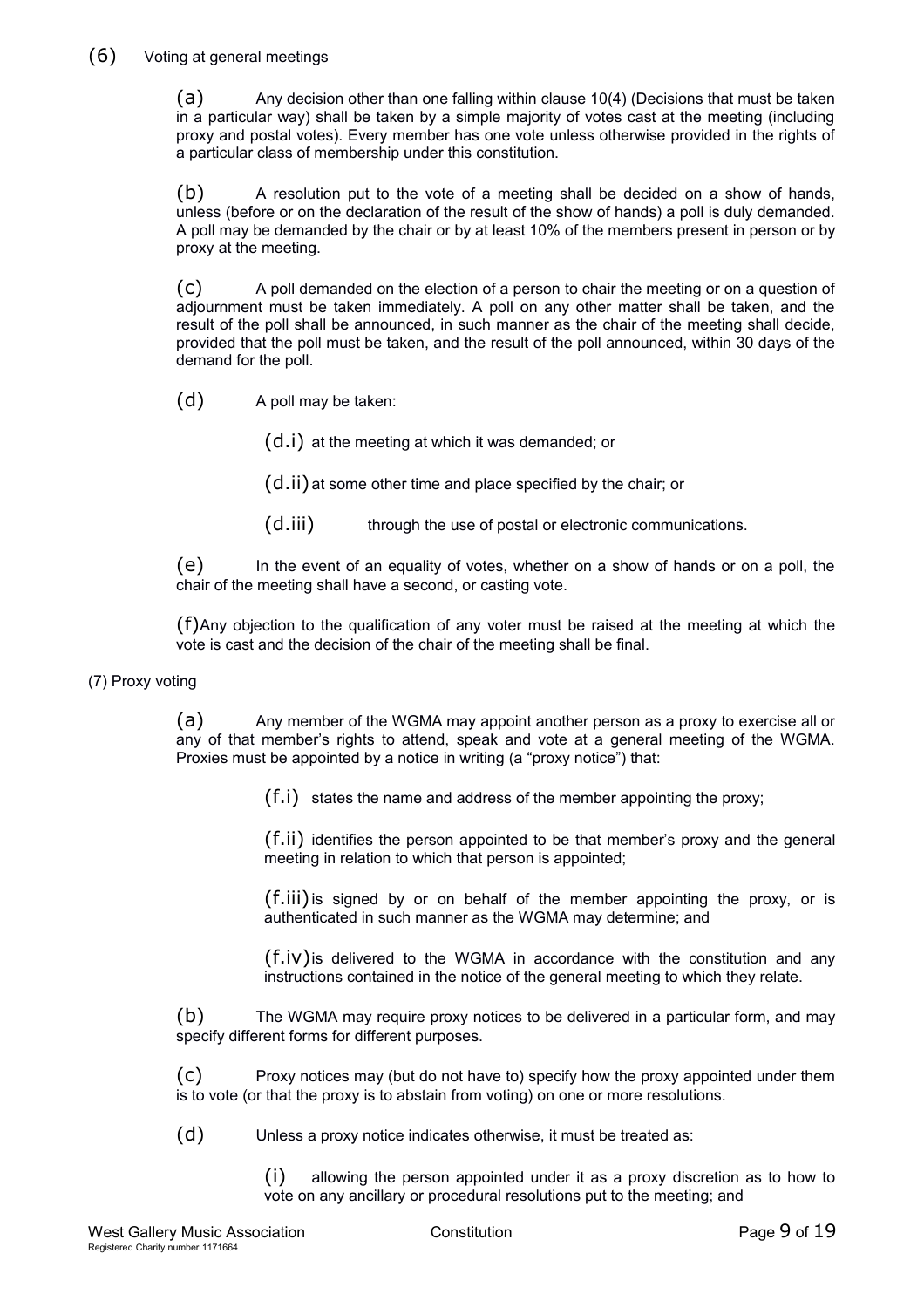### (6) Voting at general meetings

(a) Any decision other than one falling within clause 10(4) (Decisions that must be taken in a particular way) shall be taken by a simple majority of votes cast at the meeting (including proxy and postal votes). Every member has one vote unless otherwise provided in the rights of a particular class of membership under this constitution.

(b) A resolution put to the vote of a meeting shall be decided on a show of hands, unless (before or on the declaration of the result of the show of hands) a poll is duly demanded. A poll may be demanded by the chair or by at least 10% of the members present in person or by proxy at the meeting.

(c) A poll demanded on the election of a person to chair the meeting or on a question of adjournment must be taken immediately. A poll on any other matter shall be taken, and the result of the poll shall be announced, in such manner as the chair of the meeting shall decide, provided that the poll must be taken, and the result of the poll announced, within 30 days of the demand for the poll.

(d) A poll may be taken:

(d.i) at the meeting at which it was demanded; or

(d.ii) at some other time and place specified by the chair; or

(d.iii) through the use of postal or electronic communications.

(e) In the event of an equality of votes, whether on a show of hands or on a poll, the chair of the meeting shall have a second, or casting vote.

(f) Any objection to the qualification of any voter must be raised at the meeting at which the vote is cast and the decision of the chair of the meeting shall be final.

### (7) Proxy voting

(a) Any member of the WGMA may appoint another person as a proxy to exercise all or any of that member's rights to attend, speak and vote at a general meeting of the WGMA. Proxies must be appointed by a notice in writing (a "proxy notice") that:

(f.i) states the name and address of the member appointing the proxy;

(f.ii) identifies the person appointed to be that member's proxy and the general meeting in relation to which that person is appointed;

(f.iii) is signed by or on behalf of the member appointing the proxy, or is authenticated in such manner as the WGMA may determine; and

(f.iv) is delivered to the WGMA in accordance with the constitution and any instructions contained in the notice of the general meeting to which they relate.

(b) The WGMA may require proxy notices to be delivered in a particular form, and may specify different forms for different purposes.

(c) Proxy notices may (but do not have to) specify how the proxy appointed under them is to vote (or that the proxy is to abstain from voting) on one or more resolutions.

(d) Unless a proxy notice indicates otherwise, it must be treated as:

(i) allowing the person appointed under it as a proxy discretion as to how to vote on any ancillary or procedural resolutions put to the meeting; and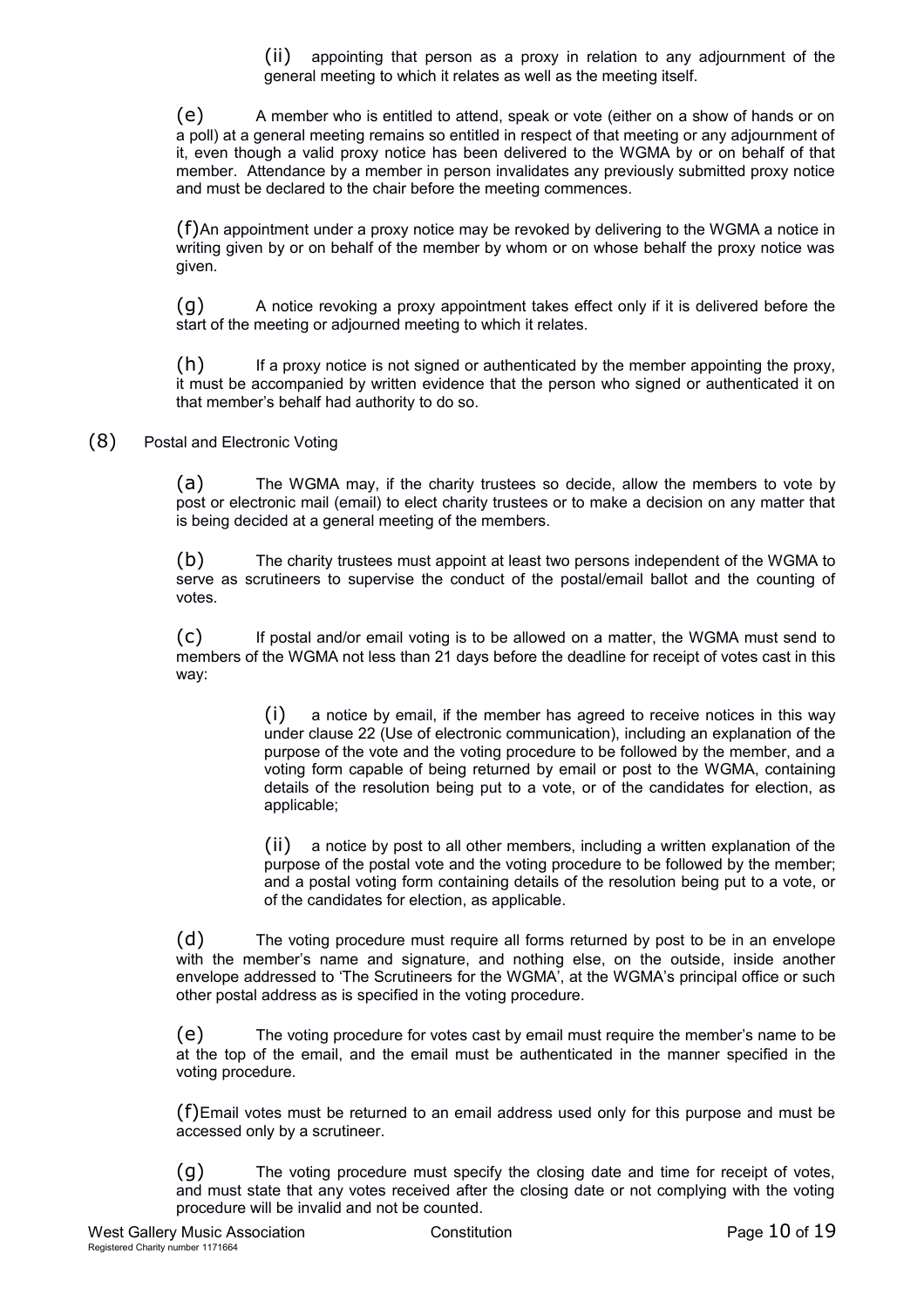(ii) appointing that person as a proxy in relation to any adjournment of the general meeting to which it relates as well as the meeting itself.

(e) A member who is entitled to attend, speak or vote (either on a show of hands or on a poll) at a general meeting remains so entitled in respect of that meeting or any adjournment of it, even though a valid proxy notice has been delivered to the WGMA by or on behalf of that member. Attendance by a member in person invalidates any previously submitted proxy notice and must be declared to the chair before the meeting commences.

(f) An appointment under a proxy notice may be revoked by delivering to the WGMA a notice in writing given by or on behalf of the member by whom or on whose behalf the proxy notice was given.

(g) A notice revoking a proxy appointment takes effect only if it is delivered before the start of the meeting or adjourned meeting to which it relates.

(h) If a proxy notice is not signed or authenticated by the member appointing the proxy, it must be accompanied by written evidence that the person who signed or authenticated it on that member's behalf had authority to do so.

(8) Postal and Electronic Voting

(a) The WGMA may, if the charity trustees so decide, allow the members to vote by post or electronic mail (email) to elect charity trustees or to make a decision on any matter that is being decided at a general meeting of the members.

(b) The charity trustees must appoint at least two persons independent of the WGMA to serve as scrutineers to supervise the conduct of the postal/email ballot and the counting of votes.

(c) If postal and/or email voting is to be allowed on a matter, the WGMA must send to members of the WGMA not less than 21 days before the deadline for receipt of votes cast in this way:

(i) a notice by email, if the member has agreed to receive notices in this way under clause 22 (Use of electronic communication), including an explanation of the purpose of the vote and the voting procedure to be followed by the member, and a voting form capable of being returned by email or post to the WGMA, containing details of the resolution being put to a vote, or of the candidates for election, as applicable;

(ii) a notice by post to all other members, including a written explanation of the purpose of the postal vote and the voting procedure to be followed by the member; and a postal voting form containing details of the resolution being put to a vote, or of the candidates for election, as applicable.

(d) The voting procedure must require all forms returned by post to be in an envelope with the member's name and signature, and nothing else, on the outside, inside another envelope addressed to 'The Scrutineers for the WGMA', at the WGMA's principal office or such other postal address as is specified in the voting procedure.

(e) The voting procedure for votes cast by email must require the member's name to be at the top of the email, and the email must be authenticated in the manner specified in the voting procedure.

(f) Email votes must be returned to an email address used only for this purpose and must be accessed only by a scrutineer.

(g) The voting procedure must specify the closing date and time for receipt of votes, and must state that any votes received after the closing date or not complying with the voting procedure will be invalid and not be counted.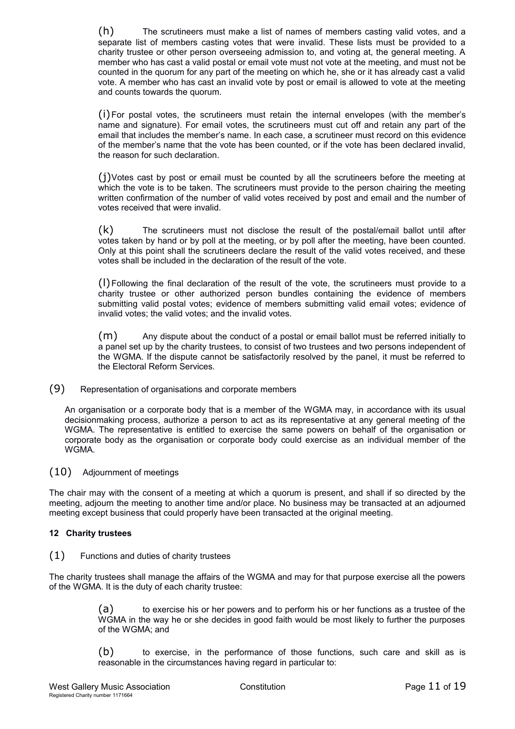(h) The scrutineers must make a list of names of members casting valid votes, and a separate list of members casting votes that were invalid. These lists must be provided to a charity trustee or other person overseeing admission to, and voting at, the general meeting. A member who has cast a valid postal or email vote must not vote at the meeting, and must not be counted in the quorum for any part of the meeting on which he, she or it has already cast a valid vote. A member who has cast an invalid vote by post or email is allowed to vote at the meeting and counts towards the quorum.

(i) For postal votes, the scrutineers must retain the internal envelopes (with the member's name and signature). For email votes, the scrutineers must cut off and retain any part of the email that includes the member's name. In each case, a scrutineer must record on this evidence of the member's name that the vote has been counted, or if the vote has been declared invalid, the reason for such declaration.

(j) Votes cast by post or email must be counted by all the scrutineers before the meeting at which the vote is to be taken. The scrutineers must provide to the person chairing the meeting written confirmation of the number of valid votes received by post and email and the number of votes received that were invalid.

(k) The scrutineers must not disclose the result of the postal/email ballot until after votes taken by hand or by poll at the meeting, or by poll after the meeting, have been counted. Only at this point shall the scrutineers declare the result of the valid votes received, and these votes shall be included in the declaration of the result of the vote.

(l) Following the final declaration of the result of the vote, the scrutineers must provide to a charity trustee or other authorized person bundles containing the evidence of members submitting valid postal votes; evidence of members submitting valid email votes; evidence of invalid votes; the valid votes; and the invalid votes.

(m) Any dispute about the conduct of a postal or email ballot must be referred initially to a panel set up by the charity trustees, to consist of two trustees and two persons independent of the WGMA. If the dispute cannot be satisfactorily resolved by the panel, it must be referred to the Electoral Reform Services.

(9) Representation of organisations and corporate members

An organisation or a corporate body that is a member of the WGMA may, in accordance with its usual decisionmaking process, authorize a person to act as its representative at any general meeting of the WGMA. The representative is entitled to exercise the same powers on behalf of the organisation or corporate body as the organisation or corporate body could exercise as an individual member of the WGMA.

(10) Adjournment of meetings

The chair may with the consent of a meeting at which a quorum is present, and shall if so directed by the meeting, adjourn the meeting to another time and/or place. No business may be transacted at an adjourned meeting except business that could properly have been transacted at the original meeting.

**12 Charity trustees**

(1) Functions and duties of charity trustees

The charity trustees shall manage the affairs of the WGMA and may for that purpose exercise all the powers of the WGMA. It is the duty of each charity trustee:

(a) to exercise his or her powers and to perform his or her functions as a trustee of the WGMA in the way he or she decides in good faith would be most likely to further the purposes of the WGMA; and

(b) to exercise, in the performance of those functions, such care and skill as is reasonable in the circumstances having regard in particular to: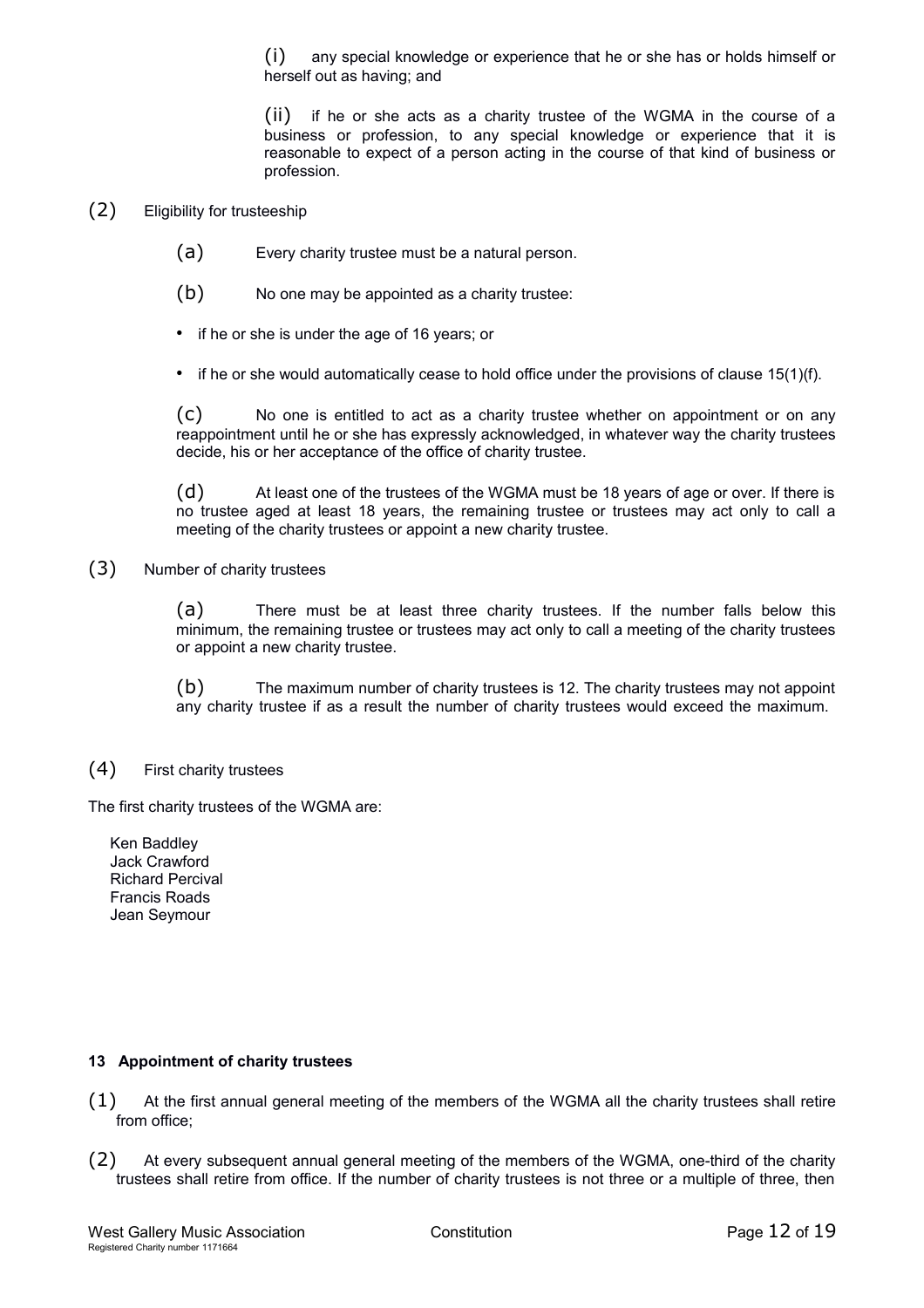(i) any special knowledge or experience that he or she has or holds himself or herself out as having; and

(ii) if he or she acts as a charity trustee of the WGMA in the course of a business or profession, to any special knowledge or experience that it is reasonable to expect of a person acting in the course of that kind of business or profession.

(2) Eligibility for trusteeship

(a) Every charity trustee must be a natural person.

(b) No one may be appointed as a charity trustee:

- if he or she is under the age of 16 years; or
- if he or she would automatically cease to hold office under the provisions of clause 15(1)(f).

(c) No one is entitled to act as a charity trustee whether on appointment or on any reappointment until he or she has expressly acknowledged, in whatever way the charity trustees decide, his or her acceptance of the office of charity trustee.

(d) At least one of the trustees of the WGMA must be 18 years of age or over. If there is no trustee aged at least 18 years, the remaining trustee or trustees may act only to call a meeting of the charity trustees or appoint a new charity trustee.

(3) Number of charity trustees

(a) There must be at least three charity trustees. If the number falls below this minimum, the remaining trustee or trustees may act only to call a meeting of the charity trustees or appoint a new charity trustee.

(b) The maximum number of charity trustees is 12. The charity trustees may not appoint any charity trustee if as a result the number of charity trustees would exceed the maximum.

(4) First charity trustees

The first charity trustees of the WGMA are:

Ken Baddley
Jack Crawford
Richard Percival
Francis Roads
Jean Seymour

#### 13 Appointment of charity trustees

(1) At the first annual general meeting of the members of the WGMA all the charity trustees shall retire from office;

(2) At every subsequent annual general meeting of the members of the WGMA, one-third of the charity trustees shall retire from office. If the number of charity trustees is not three or a multiple of three, then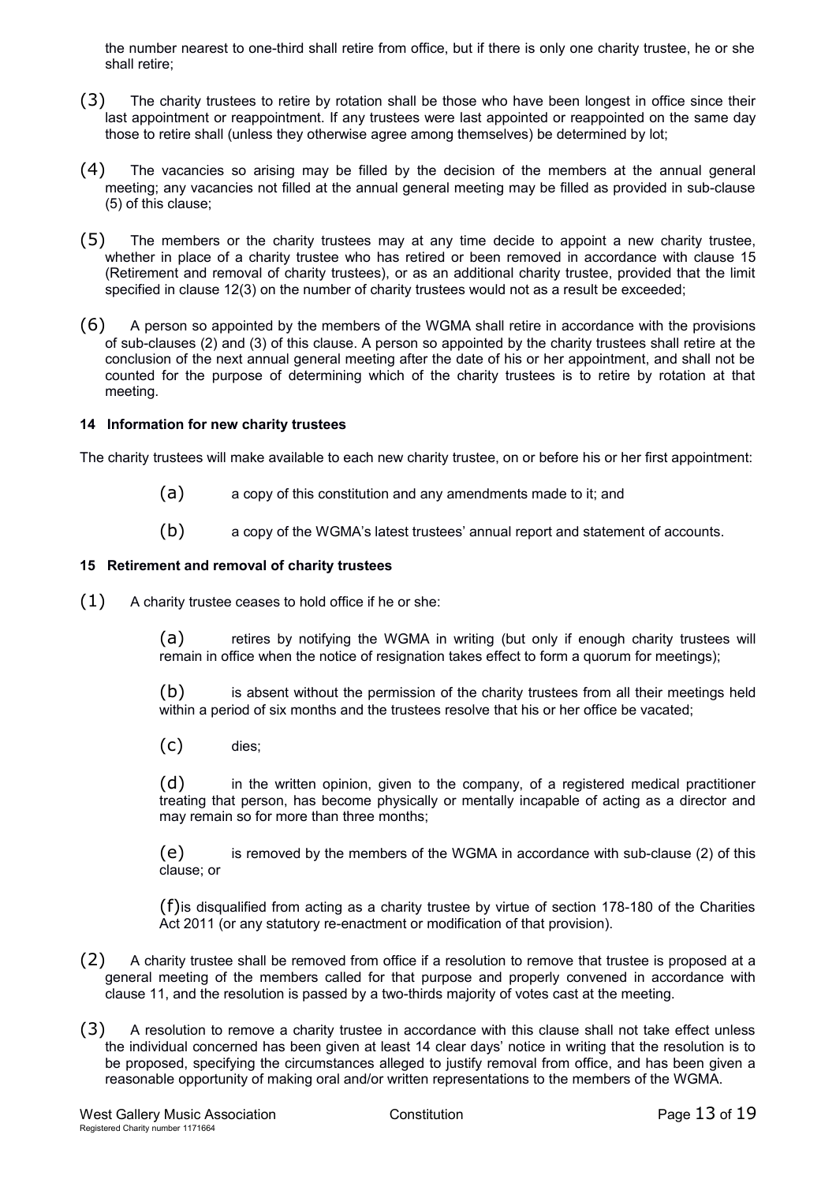the number nearest to one-third shall retire from office, but if there is only one charity trustee, he or she shall retire;

(3) The charity trustees to retire by rotation shall be those who have been longest in office since their last appointment or reappointment. If any trustees were last appointed or reappointed on the same day those to retire shall (unless they otherwise agree among themselves) be determined by lot;

(4) The vacancies so arising may be filled by the decision of the members at the annual general meeting; any vacancies not filled at the annual general meeting may be filled as provided in sub-clause (5) of this clause;

(5) The members or the charity trustees may at any time decide to appoint a new charity trustee, whether in place of a charity trustee who has retired or been removed in accordance with clause 15 (Retirement and removal of charity trustees), or as an additional charity trustee, provided that the limit specified in clause 12(3) on the number of charity trustees would not as a result be exceeded;

(6) A person so appointed by the members of the WGMA shall retire in accordance with the provisions of sub-clauses (2) and (3) of this clause. A person so appointed by the charity trustees shall retire at the conclusion of the next annual general meeting after the date of his or her appointment, and shall not be counted for the purpose of determining which of the charity trustees is to retire by rotation at that meeting.

**14 Information for new charity trustees**

The charity trustees will make available to each new charity trustee, on or before his or her first appointment:

(a) a copy of this constitution and any amendments made to it; and

(b) a copy of the WGMA's latest trustees' annual report and statement of accounts.

**15 Retirement and removal of charity trustees**

(1) A charity trustee ceases to hold office if he or she:

(a) retires by notifying the WGMA in writing (but only if enough charity trustees will remain in office when the notice of resignation takes effect to form a quorum for meetings);

(b) is absent without the permission of the charity trustees from all their meetings held within a period of six months and the trustees resolve that his or her office be vacated;

(c) dies;

(d) in the written opinion, given to the company, of a registered medical practitioner treating that person, has become physically or mentally incapable of acting as a director and may remain so for more than three months;

(e) is removed by the members of the WGMA in accordance with sub-clause (2) of this clause; or

(f) is disqualified from acting as a charity trustee by virtue of section 178-180 of the Charities Act 2011 (or any statutory re-enactment or modification of that provision).

(2) A charity trustee shall be removed from office if a resolution to remove that trustee is proposed at a general meeting of the members called for that purpose and properly convened in accordance with clause 11, and the resolution is passed by a two-thirds majority of votes cast at the meeting.

(3) A resolution to remove a charity trustee in accordance with this clause shall not take effect unless the individual concerned has been given at least 14 clear days' notice in writing that the resolution is to be proposed, specifying the circumstances alleged to justify removal from office, and has been given a reasonable opportunity of making oral and/or written representations to the members of the WGMA.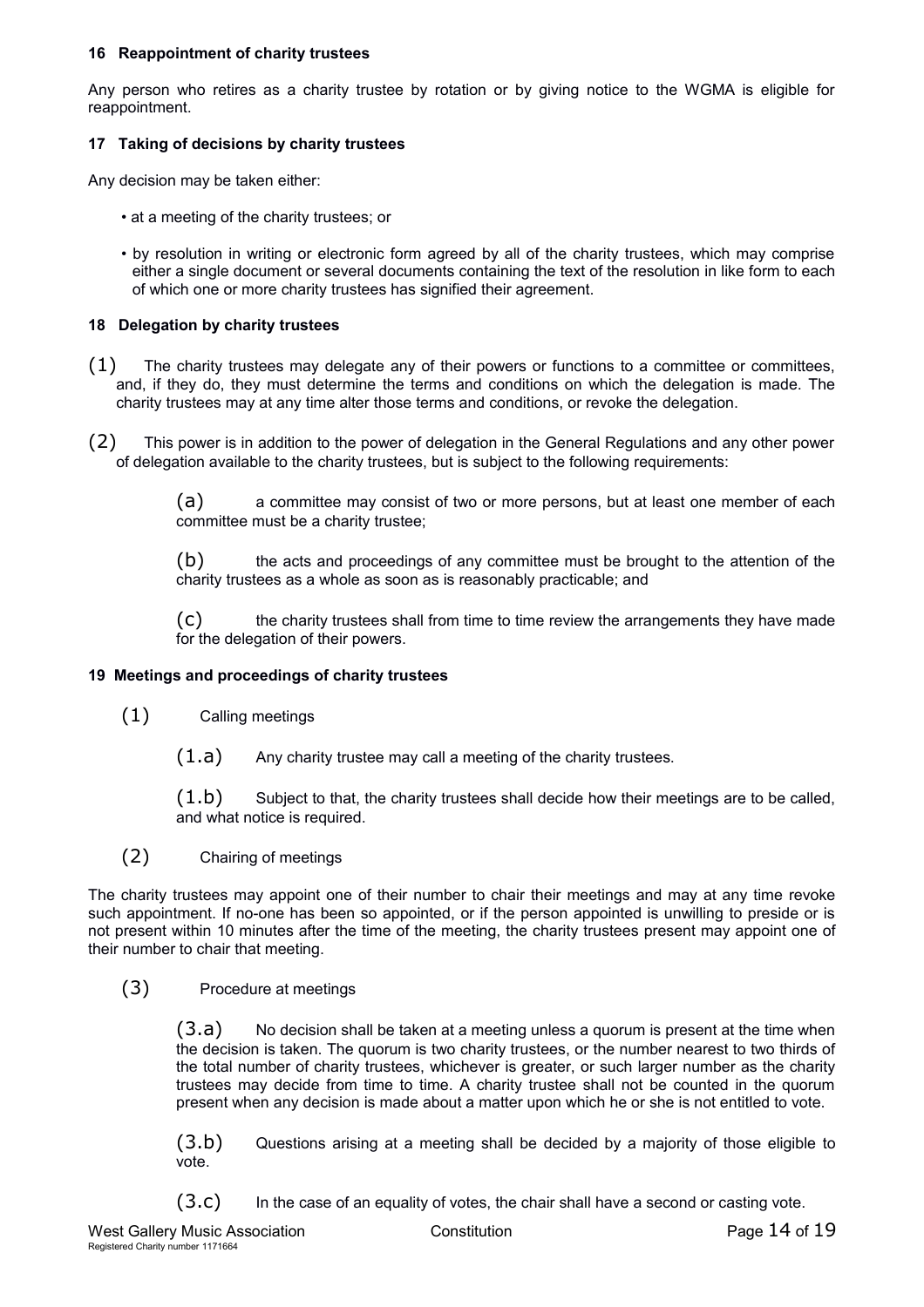### 16 Reappointment of charity trustees

Any person who retires as a charity trustee by rotation or by giving notice to the WGMA is eligible for reappointment.

### 17 Taking of decisions by charity trustees

Any decision may be taken either:

- at a meeting of the charity trustees; or
- by resolution in writing or electronic form agreed by all of the charity trustees, which may comprise either a single document or several documents containing the text of the resolution in like form to each of which one or more charity trustees has signified their agreement.

### 18 Delegation by charity trustees

(1) The charity trustees may delegate any of their powers or functions to a committee or committees, and, if they do, they must determine the terms and conditions on which the delegation is made. The charity trustees may at any time alter those terms and conditions, or revoke the delegation.

(2) This power is in addition to the power of delegation in the General Regulations and any other power of delegation available to the charity trustees, but is subject to the following requirements:

> (a) a committee may consist of two or more persons, but at least one member of each committee must be a charity trustee;
>
> (b) the acts and proceedings of any committee must be brought to the attention of the charity trustees as a whole as soon as is reasonably practicable; and
>
> (c) the charity trustees shall from time to time review the arrangements they have made for the delegation of their powers.

### 19 Meetings and proceedings of charity trustees

(1) Calling meetings

> (1.a) Any charity trustee may call a meeting of the charity trustees.
>
> (1.b) Subject to that, the charity trustees shall decide how their meetings are to be called, and what notice is required.

(2) Chairing of meetings

The charity trustees may appoint one of their number to chair their meetings and may at any time revoke such appointment. If no-one has been so appointed, or if the person appointed is unwilling to preside or is not present within 10 minutes after the time of the meeting, the charity trustees present may appoint one of their number to chair that meeting.

(3) Procedure at meetings

> (3.a) No decision shall be taken at a meeting unless a quorum is present at the time when the decision is taken. The quorum is two charity trustees, or the number nearest to two thirds of the total number of charity trustees, whichever is greater, or such larger number as the charity trustees may decide from time to time. A charity trustee shall not be counted in the quorum present when any decision is made about a matter upon which he or she is not entitled to vote.
>
> (3.b) Questions arising at a meeting shall be decided by a majority of those eligible to vote.
>
> (3.c) In the case of an equality of votes, the chair shall have a second or casting vote.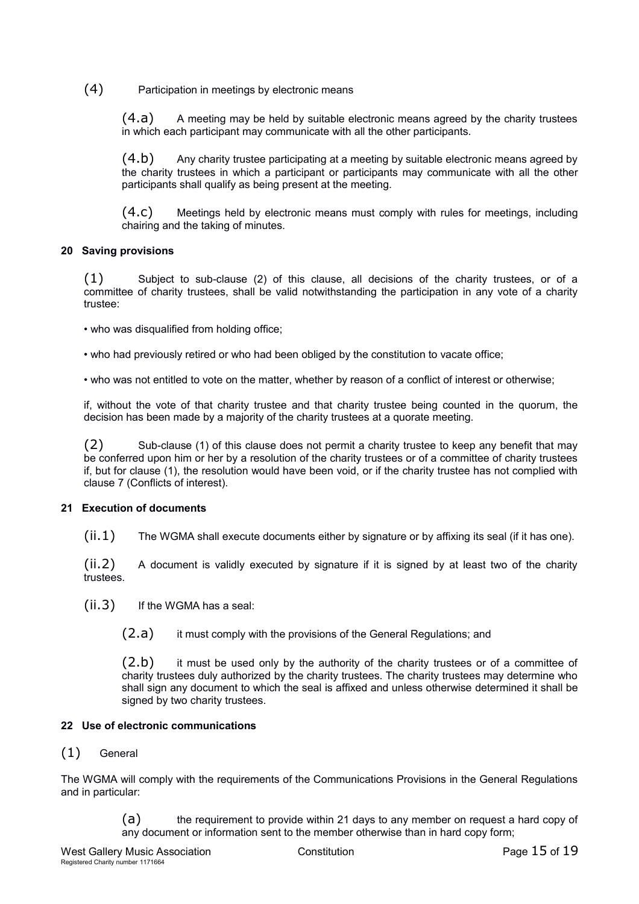(4) Participation in meetings by electronic means

(4.a) A meeting may be held by suitable electronic means agreed by the charity trustees in which each participant may communicate with all the other participants.

(4.b) Any charity trustee participating at a meeting by suitable electronic means agreed by the charity trustees in which a participant or participants may communicate with all the other participants shall qualify as being present at the meeting.

(4.c) Meetings held by electronic means must comply with rules for meetings, including chairing and the taking of minutes.

**20 Saving provisions**

(1) Subject to sub-clause (2) of this clause, all decisions of the charity trustees, or of a committee of charity trustees, shall be valid notwithstanding the participation in any vote of a charity trustee:

- who was disqualified from holding office;
- who had previously retired or who had been obliged by the constitution to vacate office;
- who was not entitled to vote on the matter, whether by reason of a conflict of interest or otherwise;

if, without the vote of that charity trustee and that charity trustee being counted in the quorum, the decision has been made by a majority of the charity trustees at a quorate meeting.

(2) Sub-clause (1) of this clause does not permit a charity trustee to keep any benefit that may be conferred upon him or her by a resolution of the charity trustees or of a committee of charity trustees if, but for clause (1), the resolution would have been void, or if the charity trustee has not complied with clause 7 (Conflicts of interest).

**21 Execution of documents**

(ii.1) The WGMA shall execute documents either by signature or by affixing its seal (if it has one).

(ii.2) A document is validly executed by signature if it is signed by at least two of the charity trustees.

(ii.3) If the WGMA has a seal:

(2.a) it must comply with the provisions of the General Regulations; and

(2.b) it must be used only by the authority of the charity trustees or of a committee of charity trustees duly authorized by the charity trustees. The charity trustees may determine who shall sign any document to which the seal is affixed and unless otherwise determined it shall be signed by two charity trustees.

**22 Use of electronic communications**

(1) General

The WGMA will comply with the requirements of the Communications Provisions in the General Regulations and in particular:

(a) the requirement to provide within 21 days to any member on request a hard copy of any document or information sent to the member otherwise than in hard copy form;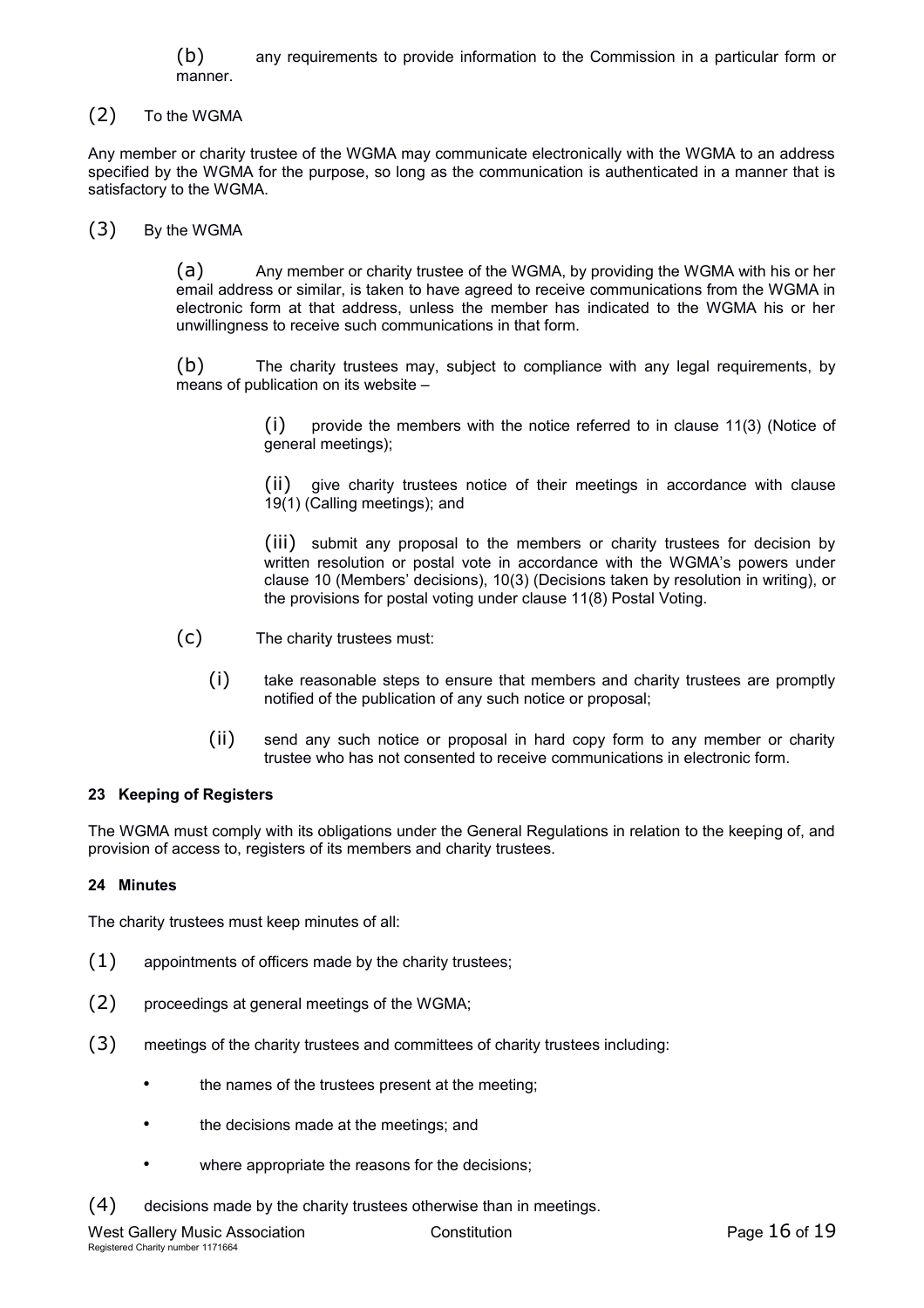(b) any requirements to provide information to the Commission in a particular form or manner.

(2) To the WGMA

Any member or charity trustee of the WGMA may communicate electronically with the WGMA to an address specified by the WGMA for the purpose, so long as the communication is authenticated in a manner that is satisfactory to the WGMA.

(3) By the WGMA

(a) Any member or charity trustee of the WGMA, by providing the WGMA with his or her email address or similar, is taken to have agreed to receive communications from the WGMA in electronic form at that address, unless the member has indicated to the WGMA his or her unwillingness to receive such communications in that form.

(b) The charity trustees may, subject to compliance with any legal requirements, by means of publication on its website –

(i) provide the members with the notice referred to in clause 11(3) (Notice of general meetings);

(ii) give charity trustees notice of their meetings in accordance with clause 19(1) (Calling meetings); and

(iii) submit any proposal to the members or charity trustees for decision by written resolution or postal vote in accordance with the WGMA's powers under clause 10 (Members' decisions), 10(3) (Decisions taken by resolution in writing), or the provisions for postal voting under clause 11(8) Postal Voting.

(c) The charity trustees must:

(i) take reasonable steps to ensure that members and charity trustees are promptly notified of the publication of any such notice or proposal;

(ii) send any such notice or proposal in hard copy form to any member or charity trustee who has not consented to receive communications in electronic form.

**23 Keeping of Registers**

The WGMA must comply with its obligations under the General Regulations in relation to the keeping of, and provision of access to, registers of its members and charity trustees.

**24 Minutes**

The charity trustees must keep minutes of all:

(1) appointments of officers made by the charity trustees;

(2) proceedings at general meetings of the WGMA;

(3) meetings of the charity trustees and committees of charity trustees including:

- the names of the trustees present at the meeting;
- the decisions made at the meetings; and
- where appropriate the reasons for the decisions;

(4) decisions made by the charity trustees otherwise than in meetings.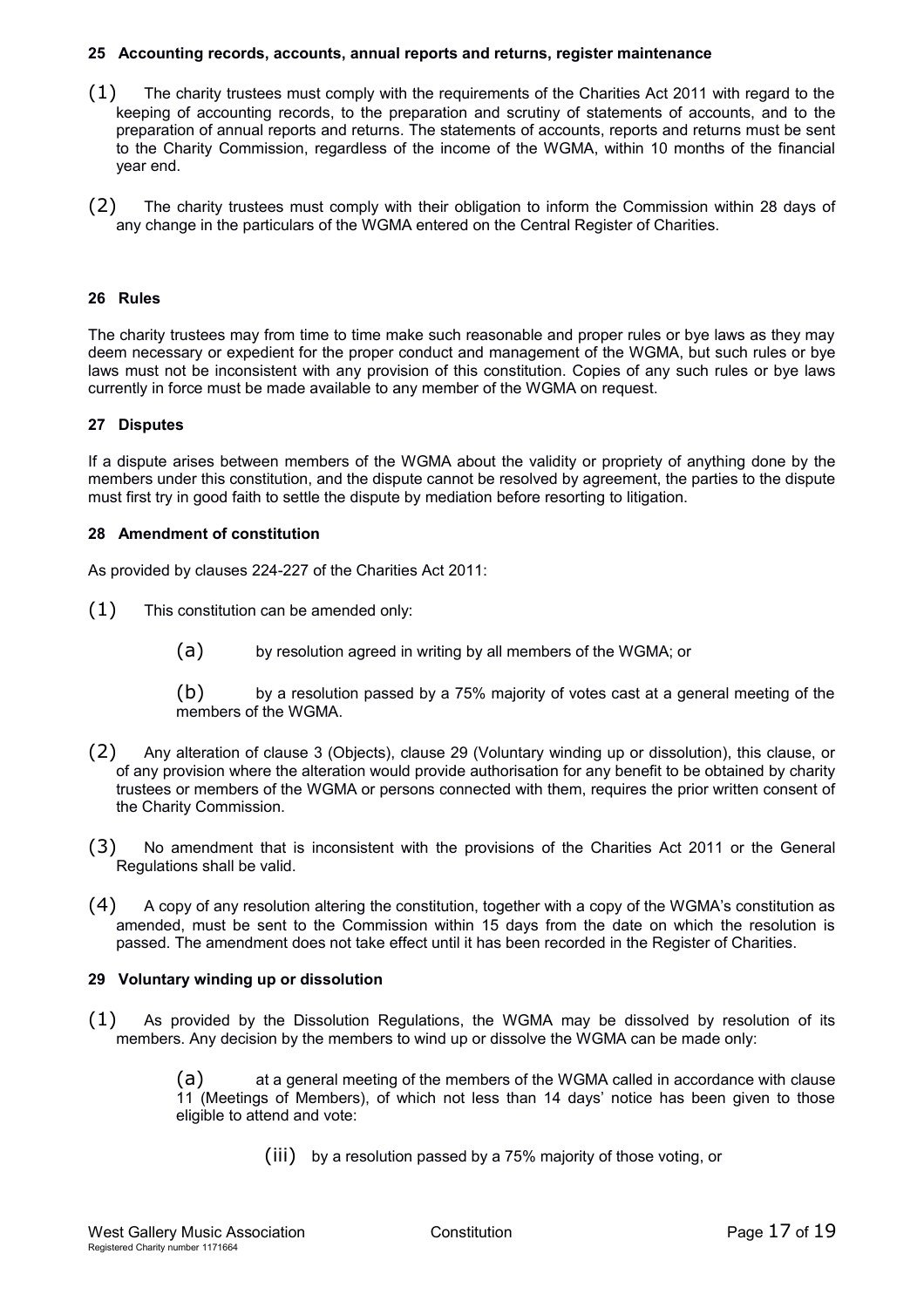#### 25 Accounting records, accounts, annual reports and returns, register maintenance

(1) The charity trustees must comply with the requirements of the Charities Act 2011 with regard to the keeping of accounting records, to the preparation and scrutiny of statements of accounts, and to the preparation of annual reports and returns. The statements of accounts, reports and returns must be sent to the Charity Commission, regardless of the income of the WGMA, within 10 months of the financial year end.

(2) The charity trustees must comply with their obligation to inform the Commission within 28 days of any change in the particulars of the WGMA entered on the Central Register of Charities.

#### 26 Rules

The charity trustees may from time to time make such reasonable and proper rules or bye laws as they may deem necessary or expedient for the proper conduct and management of the WGMA, but such rules or bye laws must not be inconsistent with any provision of this constitution. Copies of any such rules or bye laws currently in force must be made available to any member of the WGMA on request.

#### 27 Disputes

If a dispute arises between members of the WGMA about the validity or propriety of anything done by the members under this constitution, and the dispute cannot be resolved by agreement, the parties to the dispute must first try in good faith to settle the dispute by mediation before resorting to litigation.

#### 28 Amendment of constitution

As provided by clauses 224-227 of the Charities Act 2011:

(1) This constitution can be amended only:

> (a) by resolution agreed in writing by all members of the WGMA; or
>
> (b) by a resolution passed by a 75% majority of votes cast at a general meeting of the members of the WGMA.

(2) Any alteration of clause 3 (Objects), clause 29 (Voluntary winding up or dissolution), this clause, or of any provision where the alteration would provide authorisation for any benefit to be obtained by charity trustees or members of the WGMA or persons connected with them, requires the prior written consent of the Charity Commission.

(3) No amendment that is inconsistent with the provisions of the Charities Act 2011 or the General Regulations shall be valid.

(4) A copy of any resolution altering the constitution, together with a copy of the WGMA's constitution as amended, must be sent to the Commission within 15 days from the date on which the resolution is passed. The amendment does not take effect until it has been recorded in the Register of Charities.

#### 29 Voluntary winding up or dissolution

(1) As provided by the Dissolution Regulations, the WGMA may be dissolved by resolution of its members. Any decision by the members to wind up or dissolve the WGMA can be made only:

> (a) at a general meeting of the members of the WGMA called in accordance with clause 11 (Meetings of Members), of which not less than 14 days' notice has been given to those eligible to attend and vote:
>
> > (iii) by a resolution passed by a 75% majority of those voting, or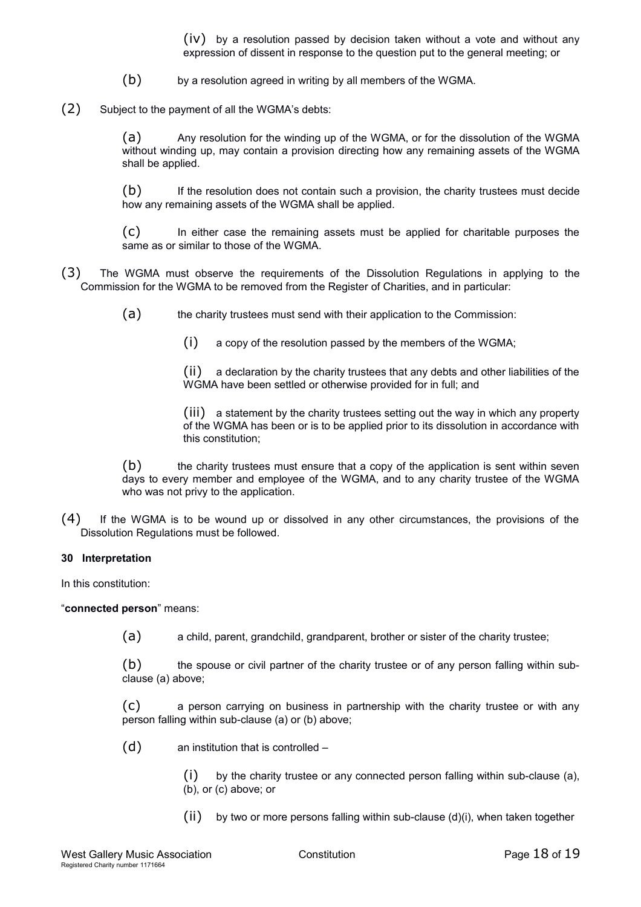(iv) by a resolution passed by decision taken without a vote and without any expression of dissent in response to the question put to the general meeting; or

(b) by a resolution agreed in writing by all members of the WGMA.

(2) Subject to the payment of all the WGMA's debts:

(a) Any resolution for the winding up of the WGMA, or for the dissolution of the WGMA without winding up, may contain a provision directing how any remaining assets of the WGMA shall be applied.

(b) If the resolution does not contain such a provision, the charity trustees must decide how any remaining assets of the WGMA shall be applied.

(c) In either case the remaining assets must be applied for charitable purposes the same as or similar to those of the WGMA.

(3) The WGMA must observe the requirements of the Dissolution Regulations in applying to the Commission for the WGMA to be removed from the Register of Charities, and in particular:

(a) the charity trustees must send with their application to the Commission:

(i) a copy of the resolution passed by the members of the WGMA;

(ii) a declaration by the charity trustees that any debts and other liabilities of the WGMA have been settled or otherwise provided for in full; and

(iii) a statement by the charity trustees setting out the way in which any property of the WGMA has been or is to be applied prior to its dissolution in accordance with this constitution;

(b) the charity trustees must ensure that a copy of the application is sent within seven days to every member and employee of the WGMA, and to any charity trustee of the WGMA who was not privy to the application.

(4) If the WGMA is to be wound up or dissolved in any other circumstances, the provisions of the Dissolution Regulations must be followed.

**30 Interpretation**

In this constitution:

"**connected person**" means:

(a) a child, parent, grandchild, grandparent, brother or sister of the charity trustee;

(b) the spouse or civil partner of the charity trustee or of any person falling within sub-clause (a) above;

(c) a person carrying on business in partnership with the charity trustee or with any person falling within sub-clause (a) or (b) above;

(d) an institution that is controlled –

(i) by the charity trustee or any connected person falling within sub-clause (a), (b), or (c) above; or

(ii) by two or more persons falling within sub-clause (d)(i), when taken together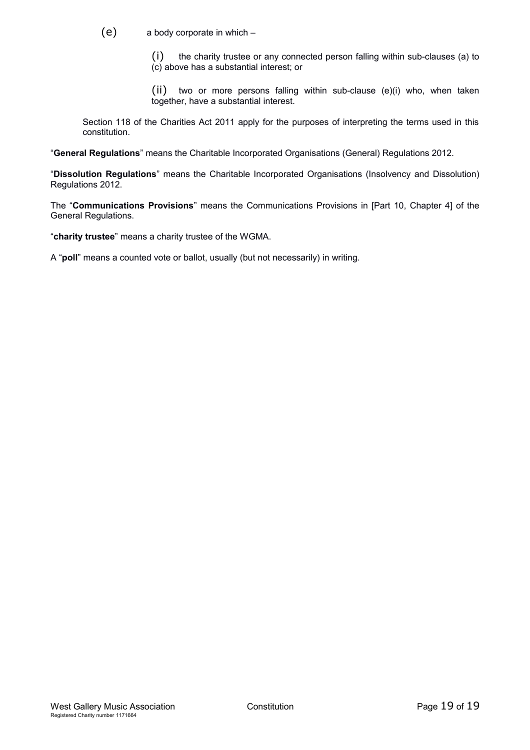(e) a body corporate in which –

(i) the charity trustee or any connected person falling within sub-clauses (a) to (c) above has a substantial interest; or

(ii) two or more persons falling within sub-clause (e)(i) who, when taken together, have a substantial interest.

Section 118 of the Charities Act 2011 apply for the purposes of interpreting the terms used in this constitution.

"**General Regulations**" means the Charitable Incorporated Organisations (General) Regulations 2012.

"**Dissolution Regulations**" means the Charitable Incorporated Organisations (Insolvency and Dissolution) Regulations 2012.

The "**Communications Provisions**" means the Communications Provisions in [Part 10, Chapter 4] of the General Regulations.

"**charity trustee**" means a charity trustee of the WGMA.

A "**poll**" means a counted vote or ballot, usually (but not necessarily) in writing.